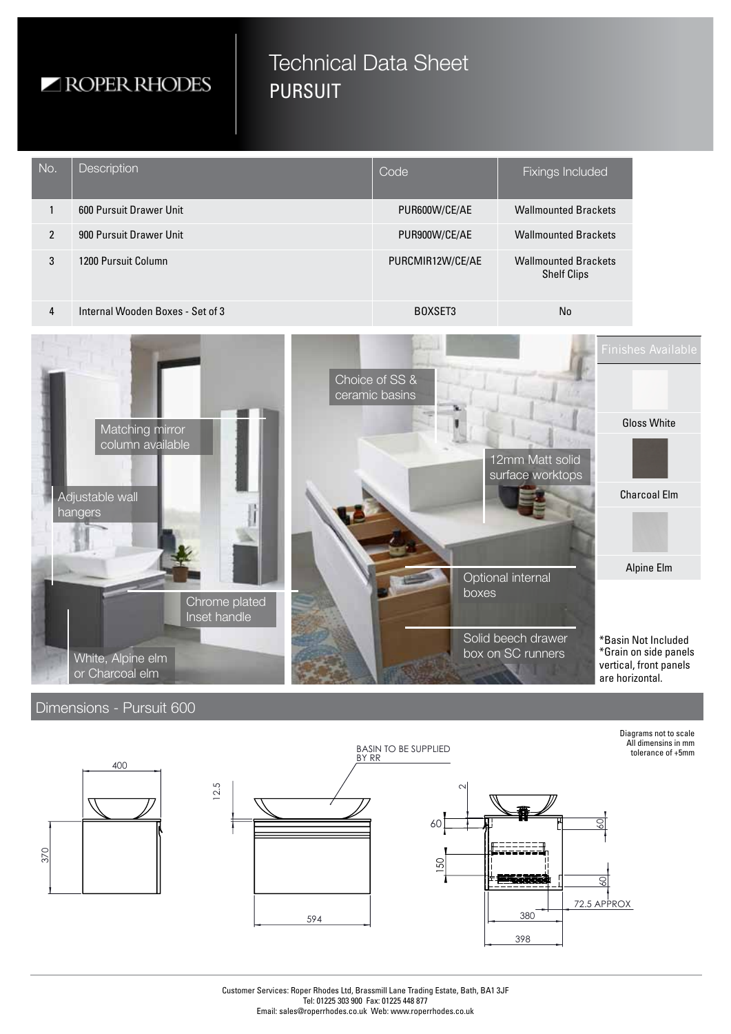# Technical Data Sheet

## PURSUIT

| No. | Description | Code | Fixings Included |
|---|---|---|---|
| 1 | 600 Pursuit Drawer Unit | PUR600W/CE/AE | Wallmounted Brackets |
| 2 | 900 Pursuit Drawer Unit | PUR900W/CE/AE | Wallmounted Brackets |
| 3 | 1200 Pursuit Column | PURCMIR12W/CE/AE | Wallmounted Brackets<br>Shelf Clips |
| 4 | Internal Wooden Boxes - Set of 3 | BOXSET3 | No |

Matching mirror column available

Adjustable wall hangers

Chrome plated Inset handle

White, Alpine elm or Charcoal elm

Choice of SS & ceramic basins

12mm Matt solid surface worktops

Optional internal boxes

Solid beech drawer box on SC runners

**Finishes Available**

- Gloss White
- Charcoal Elm
- Alpine Elm

*Basin Not Included
*Grain on side panels vertical, front panels are horizontal.

## Dimensions - Pursuit 600

Diagrams not to scale
All dimensins in mm
tolerance of +5mm

BASIN TO BE SUPPLIED BY RR

400
370
12.5
594
2
60
150
60
60
72.5 APPROX
380
398

Customer Services: Roper Rhodes Ltd, Brassmill Lane Trading Estate, Bath, BA1 3JF
Tel: 01225 303 900 Fax: 01225 448 877
Email: sales@roperrhodes.co.uk Web: www.roperrhodes.co.uk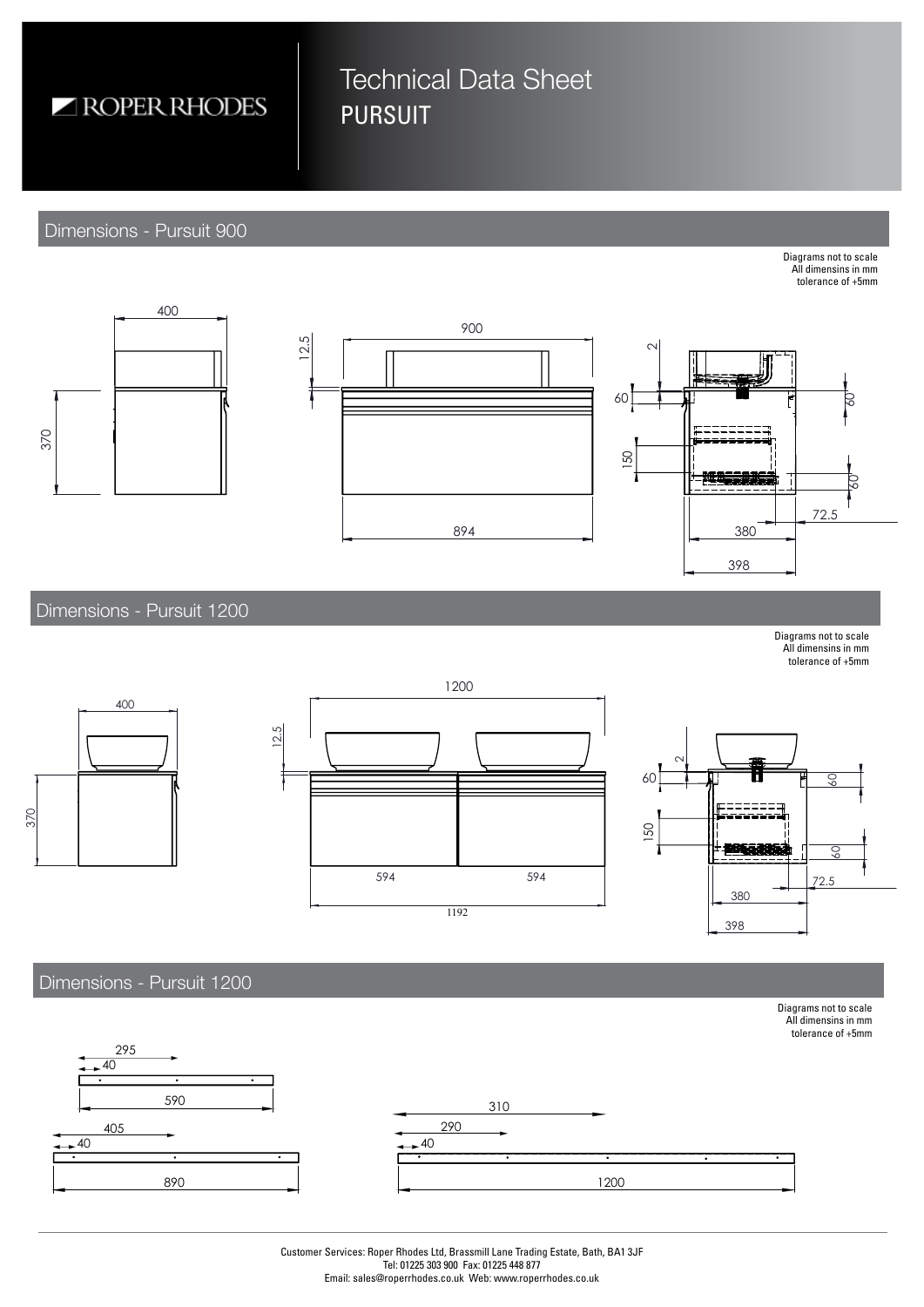ROPER RHODES

# Technical Data Sheet
PURSUIT

## Dimensions - Pursuit 900

Diagrams not to scale
All dimensins in mm
tolerance of +5mm

400
370
12.5
900
894
2
60
60
150
60
72.5
380
398

## Dimensions - Pursuit 1200

Diagrams not to scale
All dimensins in mm
tolerance of +5mm

400
370
12.5
1200
594
594
1192
2
60
60
150
60
72.5
380
398

## Dimensions - Pursuit 1200

Diagrams not to scale
All dimensins in mm
tolerance of +5mm

295
40
590
405
40
890
310
290
40
1200

Customer Services: Roper Rhodes Ltd, Brassmill Lane Trading Estate, Bath, BA1 3JF
Tel: 01225 303 900 Fax: 01225 448 877
Email: sales@roperrhodes.co.uk Web: www.roperrhodes.co.uk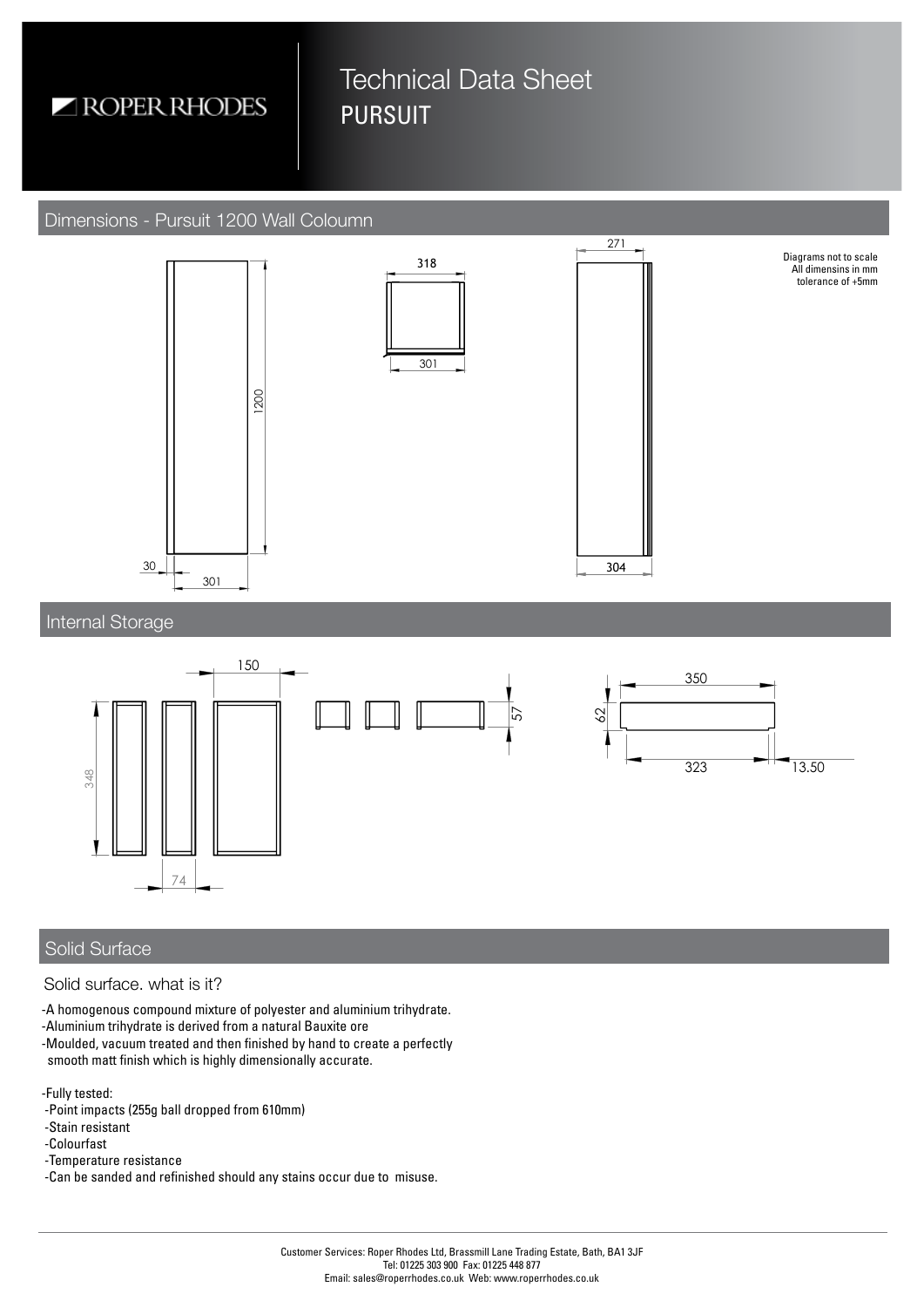ROPER RHODES

# Technical Data Sheet
## PURSUIT

## Dimensions - Pursuit 1200 Wall Coloumn

Diagrams not to scale
All dimensins in mm
tolerance of +5mm

1200
30
301
318
301
271
304

## Internal Storage

150
348
74
57
350
62
323
13.50

## Solid Surface

Solid surface. what is it?

- -A homogenous compound mixture of polyester and aluminium trihydrate.
- -Aluminium trihydrate is derived from a natural Bauxite ore
- -Moulded, vacuum treated and then finished by hand to create a perfectly smooth matt finish which is highly dimensionally accurate.

-Fully tested:

- -Point impacts (255g ball dropped from 610mm)
- -Stain resistant
- -Colourfast
- -Temperature resistance
- -Can be sanded and refinished should any stains occur due to misuse.

Customer Services: Roper Rhodes Ltd, Brassmill Lane Trading Estate, Bath, BA1 3JF
Tel: 01225 303 900 Fax: 01225 448 877
Email: sales@roperrhodes.co.uk Web: www.roperrhodes.co.uk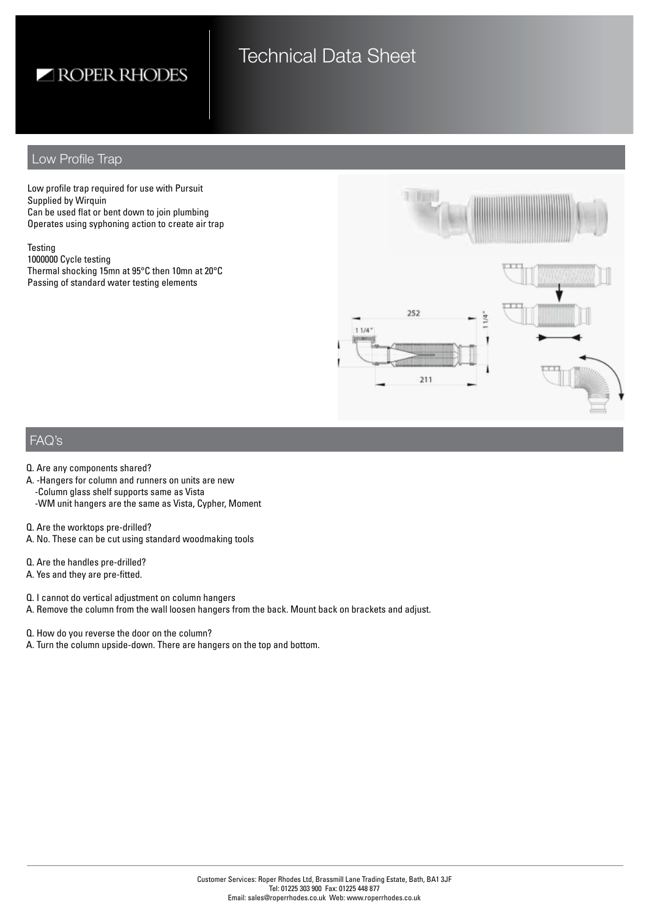# Technical Data Sheet

## Low Profile Trap

Low profile trap required for use with Pursuit
Supplied by Wirquin
Can be used flat or bent down to join plumbing
Operates using syphoning action to create air trap

Testing
1000000 Cycle testing
Thermal shocking 15mn at 95°C then 10mn at 20°C
Passing of standard water testing elements

252
1 1/4"
1 1/4"
211

## FAQ's

Q. Are any components shared?
A. -Hangers for column and runners on units are new
-Column glass shelf supports same as Vista
-WM unit hangers are the same as Vista, Cypher, Moment

Q. Are the worktops pre-drilled?
A. No. These can be cut using standard woodmaking tools

Q. Are the handles pre-drilled?
A. Yes and they are pre-fitted.

Q. I cannot do vertical adjustment on column hangers
A. Remove the column from the wall loosen hangers from the back. Mount back on brackets and adjust.

Q. How do you reverse the door on the column?
A. Turn the column upside-down. There are hangers on the top and bottom.